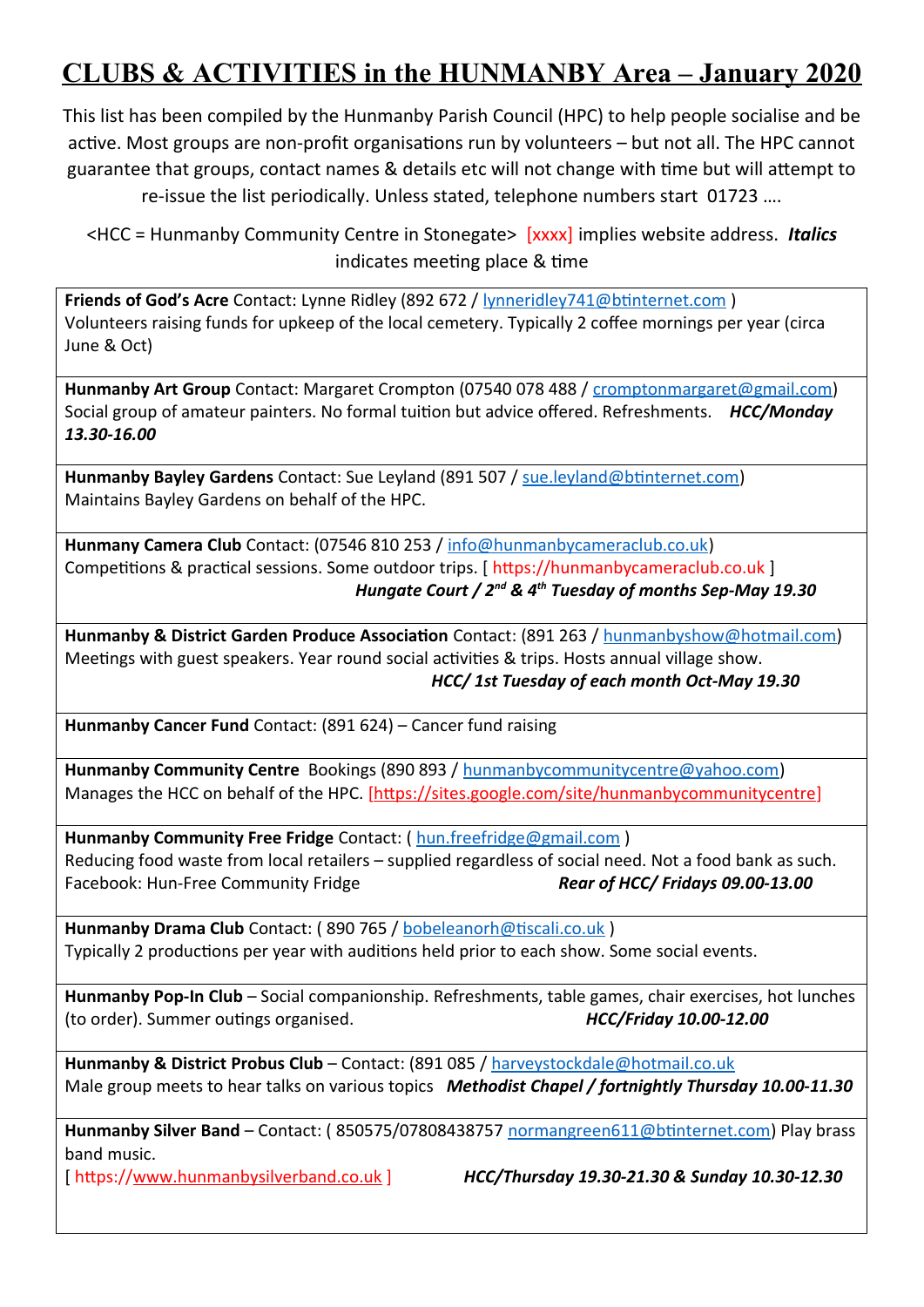# CLUBS & ACTIVITIES in the HUNMANBY Area – January 2020

This list has been compiled by the Hunmanby Parish Council (HPC) to help people socialise and be active. Most groups are non-profit organisations run by volunteers – but not all. The HPC cannot guarantee that groups, contact names & details etc will not change with time but will attempt to re-issue the list periodically. Unless stated, telephone numbers start 01723 ….

<HCC = Hunmanby Community Centre in Stonegate> [xxxx] implies website address. ***Italics*** indicates meeting place & time

---

**Friends of God's Acre** Contact: Lynne Ridley (892 672 / lynneridley741@btinternet.com )
Volunteers raising funds for upkeep of the local cemetery. Typically 2 coffee mornings per year (circa June & Oct)

---

**Hunmanby Art Group** Contact: Margaret Crompton (07540 078 488 / cromptonmargaret@gmail.com)
Social group of amateur painters. No formal tuition but advice offered. Refreshments. ***HCC/Monday 13.30-16.00***

---

**Hunmanby Bayley Gardens** Contact: Sue Leyland (891 507 / sue.leyland@btinternet.com)
Maintains Bayley Gardens on behalf of the HPC.

---

**Hunmany Camera Club** Contact: (07546 810 253 / info@hunmanbycameraclub.co.uk)
Competitions & practical sessions. Some outdoor trips. [ https://hunmanbycameraclub.co.uk ]
***Hungate Court / 2nd & 4th Tuesday of months Sep-May 19.30***

---

**Hunmanby & District Garden Produce Association** Contact: (891 263 / hunmanbyshow@hotmail.com)
Meetings with guest speakers. Year round social activities & trips. Hosts annual village show.
***HCC/ 1st Tuesday of each month Oct-May 19.30***

---

**Hunmanby Cancer Fund** Contact: (891 624) – Cancer fund raising

---

**Hunmanby Community Centre** Bookings (890 893 / hunmanbycommunitycentre@yahoo.com)
Manages the HCC on behalf of the HPC. [https://sites.google.com/site/hunmanbycommunitycentre]

---

**Hunmanby Community Free Fridge** Contact: ( hun.freefridge@gmail.com )
Reducing food waste from local retailers – supplied regardless of social need. Not a food bank as such.
Facebook: Hun-Free Community Fridge ***Rear of HCC/ Fridays 09.00-13.00***

---

**Hunmanby Drama Club** Contact: ( 890 765 / bobeleanorh@tiscali.co.uk )
Typically 2 productions per year with auditions held prior to each show. Some social events.

---

**Hunmanby Pop-In Club** – Social companionship. Refreshments, table games, chair exercises, hot lunches (to order). Summer outings organised. ***HCC/Friday 10.00-12.00***

---

**Hunmanby & District Probus Club** – Contact: (891 085 / harveystockdale@hotmail.co.uk
Male group meets to hear talks on various topics ***Methodist Chapel / fortnightly Thursday 10.00-11.30***

---

**Hunmanby Silver Band** – Contact: ( 850575/07808438757 normangreen611@btinternet.com) Play brass band music.
[ https://www.hunmanbysilverband.co.uk ] ***HCC/Thursday 19.30-21.30 & Sunday 10.30-12.30***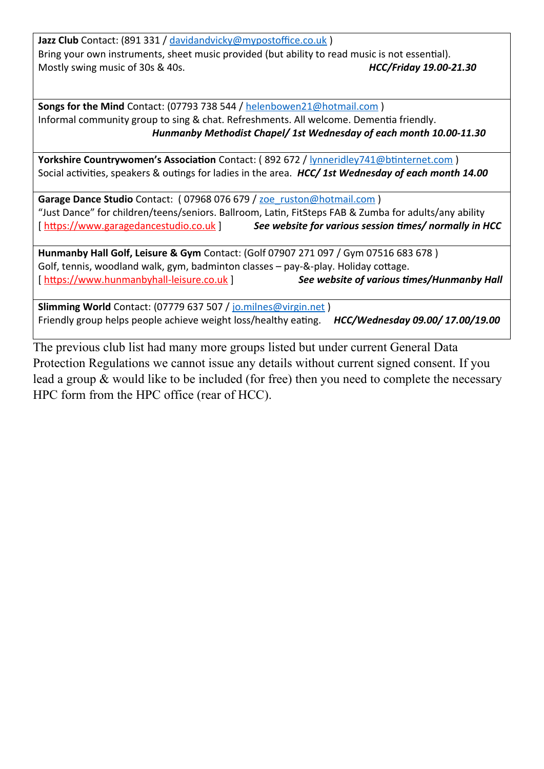**Jazz Club** Contact: (891 331 / davidandvicky@mypostoffice.co.uk )
Bring your own instruments, sheet music provided (but ability to read music is not essential).
Mostly swing music of 30s & 40s. ***HCC/Friday 19.00-21.30***

**Songs for the Mind** Contact: (07793 738 544 / helenbowen21@hotmail.com )
Informal community group to sing & chat. Refreshments. All welcome. Dementia friendly.
***Hunmanby Methodist Chapel/ 1st Wednesday of each month 10.00-11.30***

**Yorkshire Countrywomen's Association** Contact: ( 892 672 / lynneridley741@btinternet.com )
Social activities, speakers & outings for ladies in the area. ***HCC/ 1st Wednesday of each month 14.00***

**Garage Dance Studio** Contact: ( 07968 076 679 / zoe_ruston@hotmail.com )
"Just Dance" for children/teens/seniors. Ballroom, Latin, FitSteps FAB & Zumba for adults/any ability
[ https://www.garagedancestudio.co.uk ] ***See website for various session times/ normally in HCC***

**Hunmanby Hall Golf, Leisure & Gym** Contact: (Golf 07907 271 097 / Gym 07516 683 678 )
Golf, tennis, woodland walk, gym, badminton classes – pay-&-play. Holiday cottage.
[ https://www.hunmanbyhall-leisure.co.uk ] ***See website of various times/Hunmanby Hall***

**Slimming World** Contact: (07779 637 507 / jo.milnes@virgin.net )
Friendly group helps people achieve weight loss/healthy eating. ***HCC/Wednesday 09.00/ 17.00/19.00***

The previous club list had many more groups listed but under current General Data Protection Regulations we cannot issue any details without current signed consent. If you lead a group & would like to be included (for free) then you need to complete the necessary HPC form from the HPC office (rear of HCC).